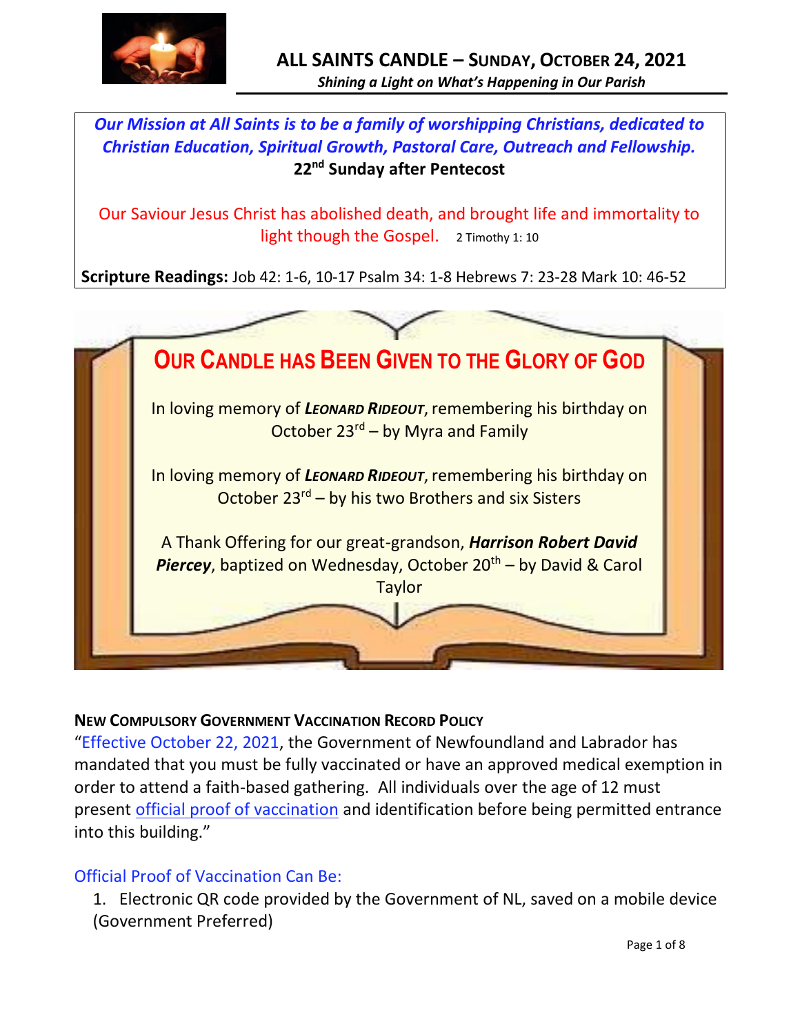# ALL SAINTS CANDLE – SUNDAY, OCTOBER 24, 2021

***Shining a Light on What's Happening in Our Parish***

***Our Mission at All Saints is to be a family of worshipping Christians, dedicated to Christian Education, Spiritual Growth, Pastoral Care, Outreach and Fellowship.***

**22nd Sunday after Pentecost**

Our Saviour Jesus Christ has abolished death, and brought life and immortality to light though the Gospel. 2 Timothy 1: 10

**Scripture Readings:** Job 42: 1-6, 10-17 Psalm 34: 1-8 Hebrews 7: 23-28 Mark 10: 46-52

## OUR CANDLE HAS BEEN GIVEN TO THE GLORY OF GOD

In loving memory of ***LEONARD RIDEOUT***, remembering his birthday on October 23rd – by Myra and Family

In loving memory of ***LEONARD RIDEOUT***, remembering his birthday on October 23rd – by his two Brothers and six Sisters

A Thank Offering for our great-grandson, ***Harrison Robert David Piercey***, baptized on Wednesday, October 20th – by David & Carol Taylor

### NEW COMPULSORY GOVERNMENT VACCINATION RECORD POLICY

"Effective October 22, 2021, the Government of Newfoundland and Labrador has mandated that you must be fully vaccinated or have an approved medical exemption in order to attend a faith-based gathering. All individuals over the age of 12 must present official proof of vaccination and identification before being permitted entrance into this building."

Official Proof of Vaccination Can Be:

1. Electronic QR code provided by the Government of NL, saved on a mobile device (Government Preferred)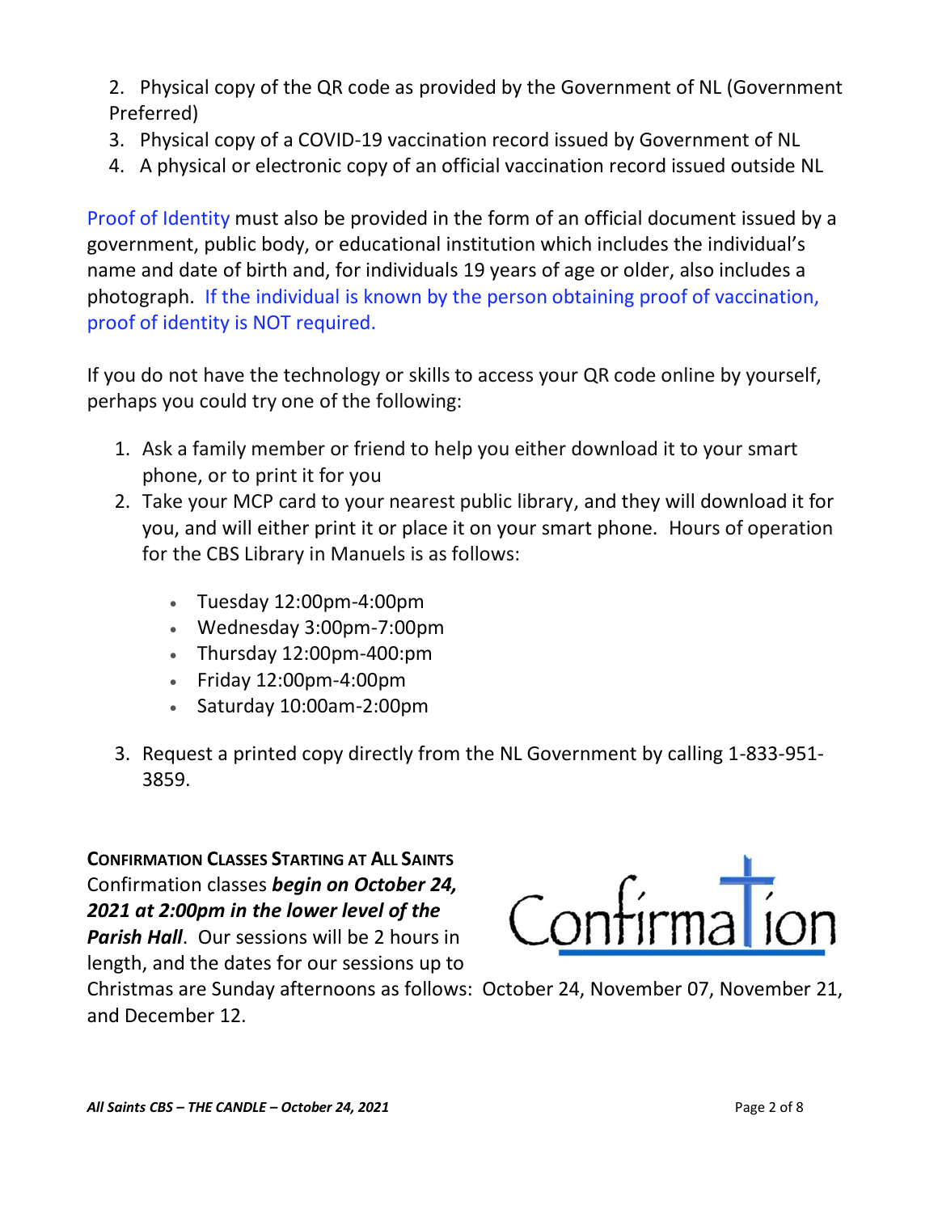2. Physical copy of the QR code as provided by the Government of NL (Government Preferred)
3. Physical copy of a COVID-19 vaccination record issued by Government of NL
4. A physical or electronic copy of an official vaccination record issued outside NL

Proof of Identity must also be provided in the form of an official document issued by a government, public body, or educational institution which includes the individual's name and date of birth and, for individuals 19 years of age or older, also includes a photograph. If the individual is known by the person obtaining proof of vaccination, proof of identity is NOT required.

If you do not have the technology or skills to access your QR code online by yourself, perhaps you could try one of the following:

1. Ask a family member or friend to help you either download it to your smart phone, or to print it for you
2. Take your MCP card to your nearest public library, and they will download it for you, and will either print it or place it on your smart phone. Hours of operation for the CBS Library in Manuels is as follows:
   - Tuesday 12:00pm-4:00pm
   - Wednesday 3:00pm-7:00pm
   - Thursday 12:00pm-400:pm
   - Friday 12:00pm-4:00pm
   - Saturday 10:00am-2:00pm
3. Request a printed copy directly from the NL Government by calling 1-833-951-3859.

**CONFIRMATION CLASSES STARTING AT ALL SAINTS**

Confirmation classes ***begin on October 24, 2021 at 2:00pm in the lower level of the Parish Hall***. Our sessions will be 2 hours in length, and the dates for our sessions up to Christmas are Sunday afternoons as follows: October 24, November 07, November 21, and December 12.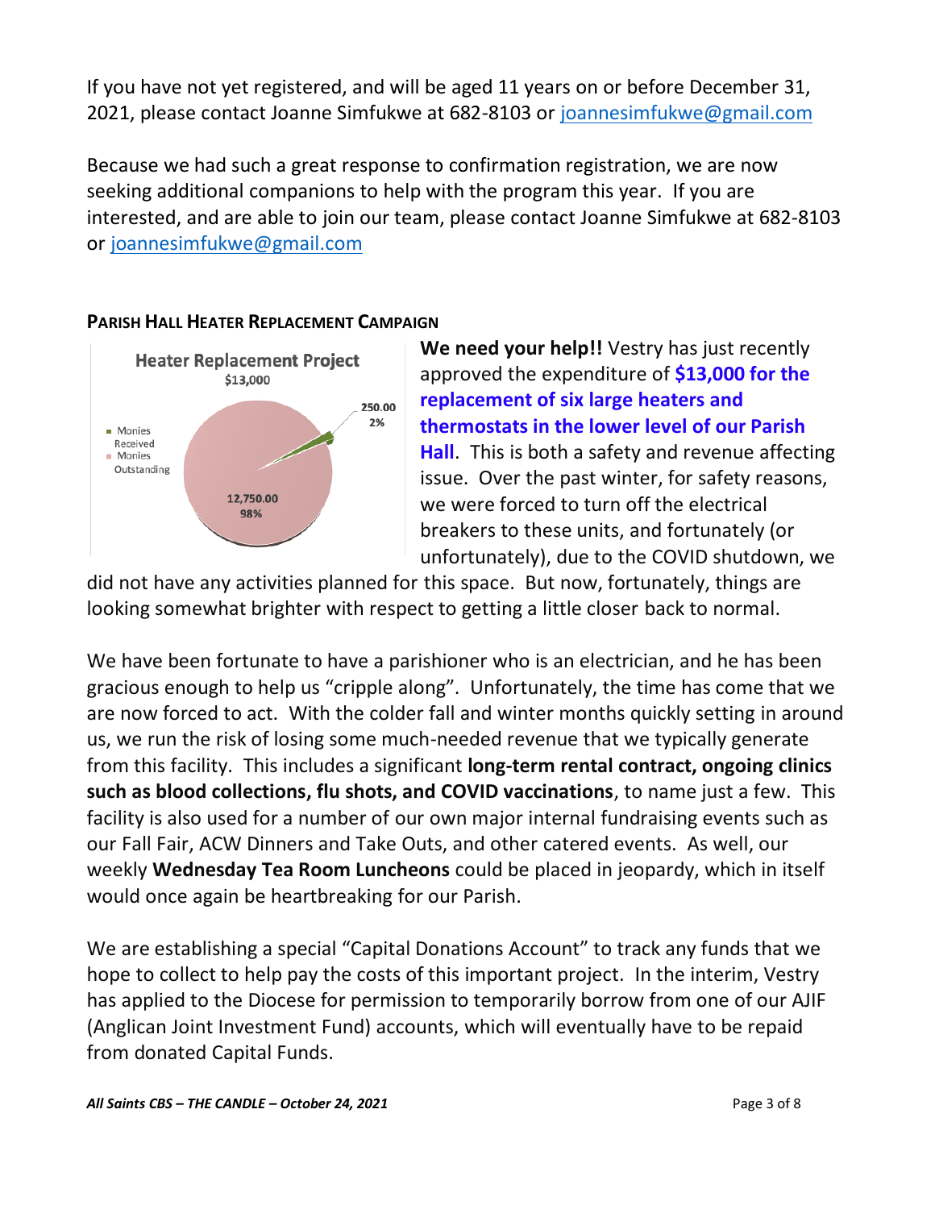If you have not yet registered, and will be aged 11 years on or before December 31, 2021, please contact Joanne Simfukwe at 682-8103 or joannesimfukwe@gmail.com

Because we had such a great response to confirmation registration, we are now seeking additional companions to help with the program this year. If you are interested, and are able to join our team, please contact Joanne Simfukwe at 682-8103 or joannesimfukwe@gmail.com

## PARISH HALL HEATER REPLACEMENT CAMPAIGN

Heater Replacement Project
$13,000

- Monies Received: 250.00 (2%)
- Monies Outstanding: 12,750.00 (98%)

**We need your help!!** Vestry has just recently approved the expenditure of **$13,000 for the replacement of six large heaters and thermostats in the lower level of our Parish Hall**. This is both a safety and revenue affecting issue. Over the past winter, for safety reasons, we were forced to turn off the electrical breakers to these units, and fortunately (or unfortunately), due to the COVID shutdown, we did not have any activities planned for this space. But now, fortunately, things are looking somewhat brighter with respect to getting a little closer back to normal.

We have been fortunate to have a parishioner who is an electrician, and he has been gracious enough to help us "cripple along". Unfortunately, the time has come that we are now forced to act. With the colder fall and winter months quickly setting in around us, we run the risk of losing some much-needed revenue that we typically generate from this facility. This includes a significant **long-term rental contract, ongoing clinics such as blood collections, flu shots, and COVID vaccinations**, to name just a few. This facility is also used for a number of our own major internal fundraising events such as our Fall Fair, ACW Dinners and Take Outs, and other catered events. As well, our weekly **Wednesday Tea Room Luncheons** could be placed in jeopardy, which in itself would once again be heartbreaking for our Parish.

We are establishing a special "Capital Donations Account" to track any funds that we hope to collect to help pay the costs of this important project. In the interim, Vestry has applied to the Diocese for permission to temporarily borrow from one of our AJIF (Anglican Joint Investment Fund) accounts, which will eventually have to be repaid from donated Capital Funds.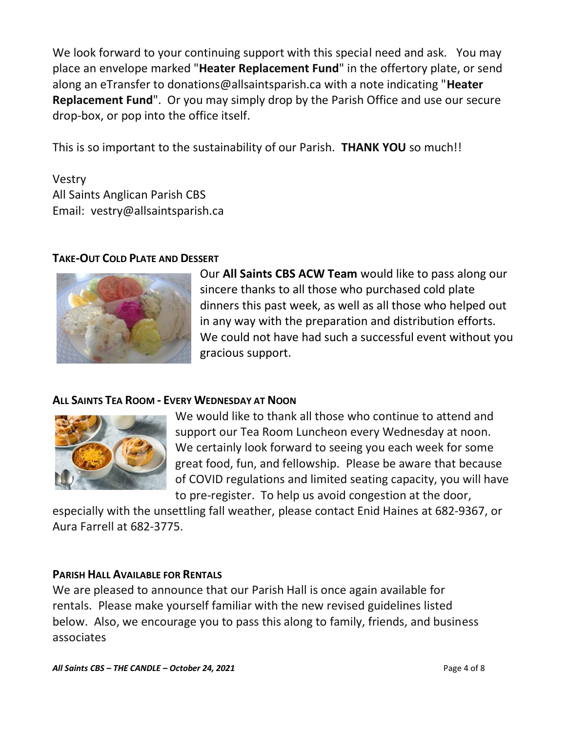We look forward to your continuing support with this special need and ask. You may place an envelope marked "**Heater Replacement Fund**" in the offertory plate, or send along an eTransfer to donations@allsaintsparish.ca with a note indicating "**Heater Replacement Fund**". Or you may simply drop by the Parish Office and use our secure drop-box, or pop into the office itself.

This is so important to the sustainability of our Parish. **THANK YOU** so much!!

Vestry
All Saints Anglican Parish CBS
Email: vestry@allsaintsparish.ca

### TAKE-OUT COLD PLATE AND DESSERT

Our **All Saints CBS ACW Team** would like to pass along our sincere thanks to all those who purchased cold plate dinners this past week, as well as all those who helped out in any way with the preparation and distribution efforts. We could not have had such a successful event without you gracious support.

### ALL SAINTS TEA ROOM - EVERY WEDNESDAY AT NOON

We would like to thank all those who continue to attend and support our Tea Room Luncheon every Wednesday at noon. We certainly look forward to seeing you each week for some great food, fun, and fellowship. Please be aware that because of COVID regulations and limited seating capacity, you will have to pre-register. To help us avoid congestion at the door, especially with the unsettling fall weather, please contact Enid Haines at 682-9367, or Aura Farrell at 682-3775.

### PARISH HALL AVAILABLE FOR RENTALS

We are pleased to announce that our Parish Hall is once again available for rentals. Please make yourself familiar with the new revised guidelines listed below. Also, we encourage you to pass this along to family, friends, and business associates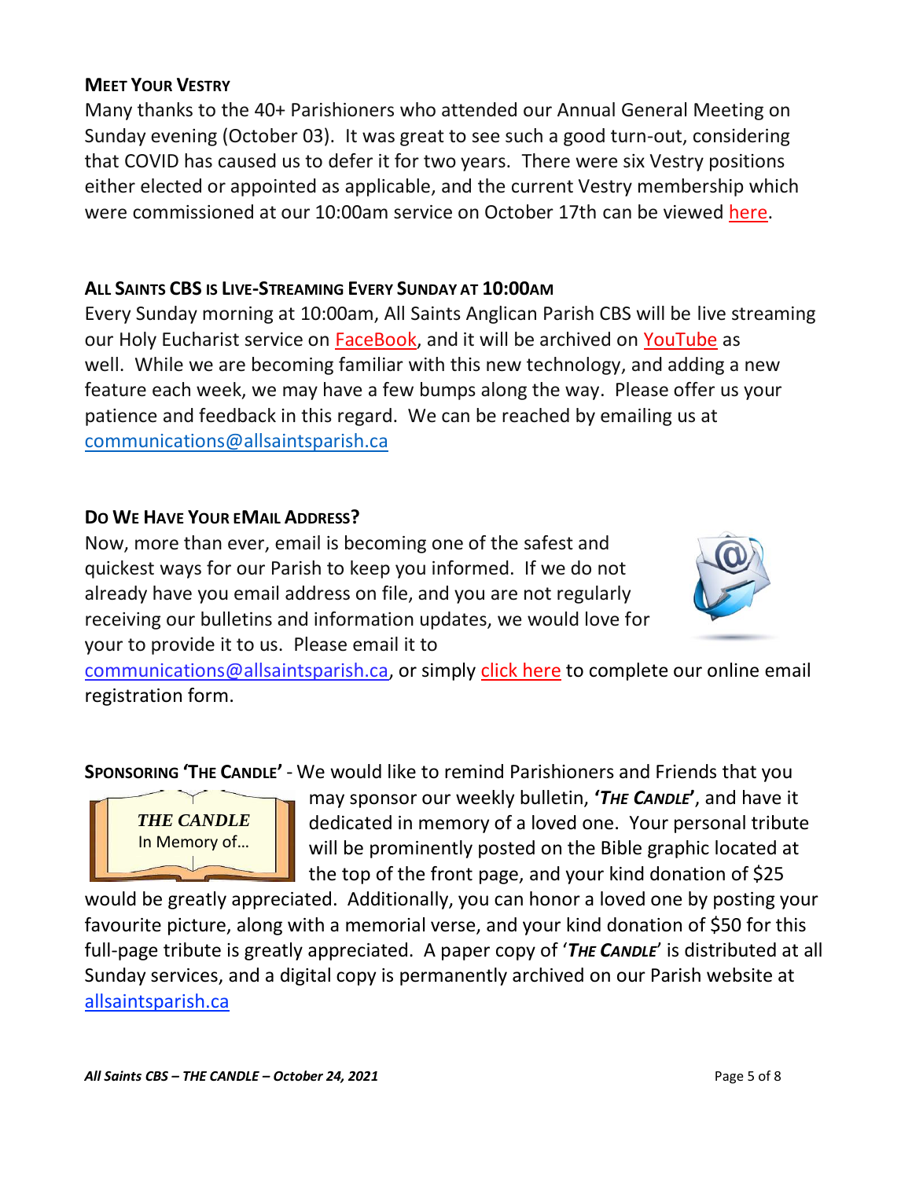### MEET YOUR VESTRY

Many thanks to the 40+ Parishioners who attended our Annual General Meeting on Sunday evening (October 03). It was great to see such a good turn-out, considering that COVID has caused us to defer it for two years. There were six Vestry positions either elected or appointed as applicable, and the current Vestry membership which were commissioned at our 10:00am service on October 17th can be viewed here.

### ALL SAINTS CBS IS LIVE-STREAMING EVERY SUNDAY AT 10:00AM

Every Sunday morning at 10:00am, All Saints Anglican Parish CBS will be live streaming our Holy Eucharist service on FaceBook, and it will be archived on YouTube as well. While we are becoming familiar with this new technology, and adding a new feature each week, we may have a few bumps along the way. Please offer us your patience and feedback in this regard. We can be reached by emailing us at communications@allsaintsparish.ca

### DO WE HAVE YOUR EMAIL ADDRESS?

Now, more than ever, email is becoming one of the safest and quickest ways for our Parish to keep you informed. If we do not already have you email address on file, and you are not regularly receiving our bulletins and information updates, we would love for your to provide it to us. Please email it to communications@allsaintsparish.ca, or simply click here to complete our online email registration form.

**SPONSORING 'THE CANDLE'** - We would like to remind Parishioners and Friends that you may sponsor our weekly bulletin, **'*THE CANDLE*'**, and have it dedicated in memory of a loved one. Your personal tribute will be prominently posted on the Bible graphic located at the top of the front page, and your kind donation of $25 would be greatly appreciated. Additionally, you can honor a loved one by posting your favourite picture, along with a memorial verse, and your kind donation of $50 for this full-page tribute is greatly appreciated. A paper copy of '***THE CANDLE***' is distributed at all Sunday services, and a digital copy is permanently archived on our Parish website at allsaintsparish.ca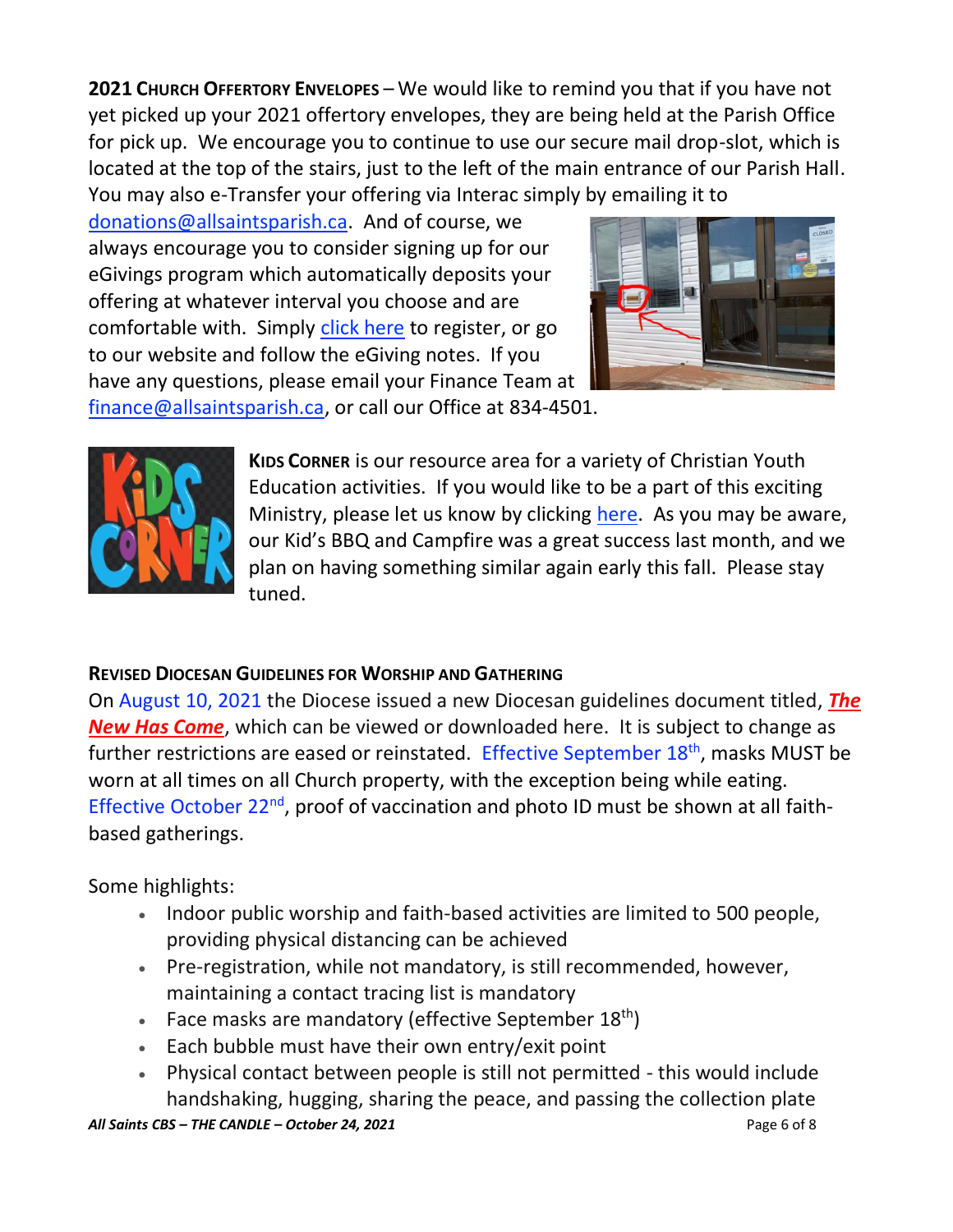**2021 CHURCH OFFERTORY ENVELOPES** – We would like to remind you that if you have not yet picked up your 2021 offertory envelopes, they are being held at the Parish Office for pick up. We encourage you to continue to use our secure mail drop-slot, which is located at the top of the stairs, just to the left of the main entrance of our Parish Hall. You may also e-Transfer your offering via Interac simply by emailing it to donations@allsaintsparish.ca. And of course, we always encourage you to consider signing up for our eGivings program which automatically deposits your offering at whatever interval you choose and are comfortable with. Simply click here to register, or go to our website and follow the eGiving notes. If you have any questions, please email your Finance Team at finance@allsaintsparish.ca, or call our Office at 834-4501.

**KIDS CORNER** is our resource area for a variety of Christian Youth Education activities. If you would like to be a part of this exciting Ministry, please let us know by clicking here. As you may be aware, our Kid's BBQ and Campfire was a great success last month, and we plan on having something similar again early this fall. Please stay tuned.

**REVISED DIOCESAN GUIDELINES FOR WORSHIP AND GATHERING**

On August 10, 2021 the Diocese issued a new Diocesan guidelines document titled, ***The New Has Come***, which can be viewed or downloaded here. It is subject to change as further restrictions are eased or reinstated. Effective September 18th, masks MUST be worn at all times on all Church property, with the exception being while eating. Effective October 22nd, proof of vaccination and photo ID must be shown at all faith-based gatherings.

Some highlights:

- Indoor public worship and faith-based activities are limited to 500 people, providing physical distancing can be achieved
- Pre-registration, while not mandatory, is still recommended, however, maintaining a contact tracing list is mandatory
- Face masks are mandatory (effective September 18th)
- Each bubble must have their own entry/exit point
- Physical contact between people is still not permitted - this would include handshaking, hugging, sharing the peace, and passing the collection plate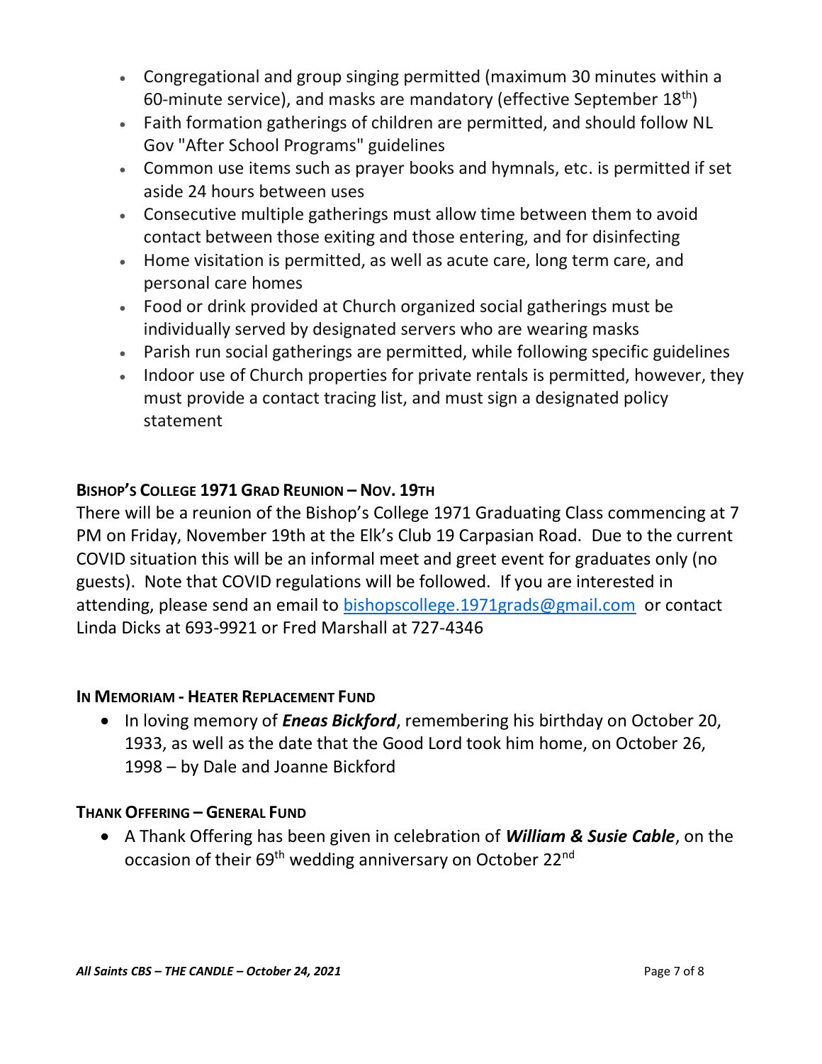- Congregational and group singing permitted (maximum 30 minutes within a 60-minute service), and masks are mandatory (effective September 18th)
- Faith formation gatherings of children are permitted, and should follow NL Gov "After School Programs" guidelines
- Common use items such as prayer books and hymnals, etc. is permitted if set aside 24 hours between uses
- Consecutive multiple gatherings must allow time between them to avoid contact between those exiting and those entering, and for disinfecting
- Home visitation is permitted, as well as acute care, long term care, and personal care homes
- Food or drink provided at Church organized social gatherings must be individually served by designated servers who are wearing masks
- Parish run social gatherings are permitted, while following specific guidelines
- Indoor use of Church properties for private rentals is permitted, however, they must provide a contact tracing list, and must sign a designated policy statement

### BISHOP'S COLLEGE 1971 GRAD REUNION – NOV. 19TH

There will be a reunion of the Bishop's College 1971 Graduating Class commencing at 7 PM on Friday, November 19th at the Elk's Club 19 Carpasian Road. Due to the current COVID situation this will be an informal meet and greet event for graduates only (no guests). Note that COVID regulations will be followed. If you are interested in attending, please send an email to bishopscollege.1971grads@gmail.com or contact Linda Dicks at 693-9921 or Fred Marshall at 727-4346

### IN MEMORIAM - HEATER REPLACEMENT FUND

- In loving memory of ***Eneas Bickford***, remembering his birthday on October 20, 1933, as well as the date that the Good Lord took him home, on October 26, 1998 – by Dale and Joanne Bickford

### THANK OFFERING – GENERAL FUND

- A Thank Offering has been given in celebration of ***William & Susie Cable***, on the occasion of their 69th wedding anniversary on October 22nd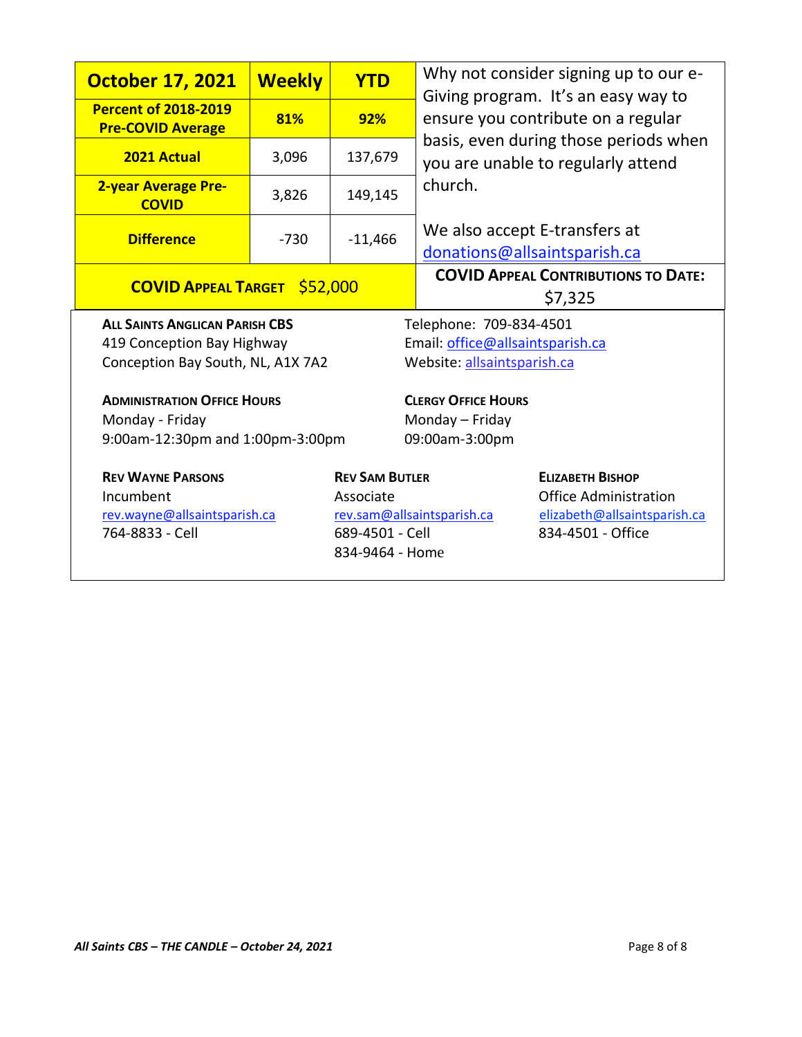| October 17, 2021 | Weekly | YTD |
|---|---|---|
| **Percent of 2018-2019 Pre-COVID Average** | **81%** | **92%** |
| **2021 Actual** | 3,096 | 137,679 |
| **2-year Average Pre-COVID** | 3,826 | 149,145 |
| **Difference** | -730 | -11,466 |

**COVID Appeal Target** $52,000

Why not consider signing up to our e-Giving program. It's an easy way to ensure you contribute on a regular basis, even during those periods when you are unable to regularly attend church.

We also accept E-transfers at donations@allsaintsparish.ca

**COVID Appeal Contributions to Date:** $7,325

**All Saints Anglican Parish CBS**
419 Conception Bay Highway
Conception Bay South, NL, A1X 7A2

Telephone: 709-834-4501
Email: office@allsaintsparish.ca
Website: allsaintsparish.ca

**Administration Office Hours**
Monday - Friday
9:00am-12:30pm and 1:00pm-3:00pm

**Clergy Office Hours**
Monday – Friday
09:00am-3:00pm

**Rev Wayne Parsons**
Incumbent
rev.wayne@allsaintsparish.ca
764-8833 - Cell

**Rev Sam Butler**
Associate
rev.sam@allsaintsparish.ca
689-4501 - Cell
834-9464 - Home

**Elizabeth Bishop**
Office Administration
elizabeth@allsaintsparish.ca
834-4501 - Office